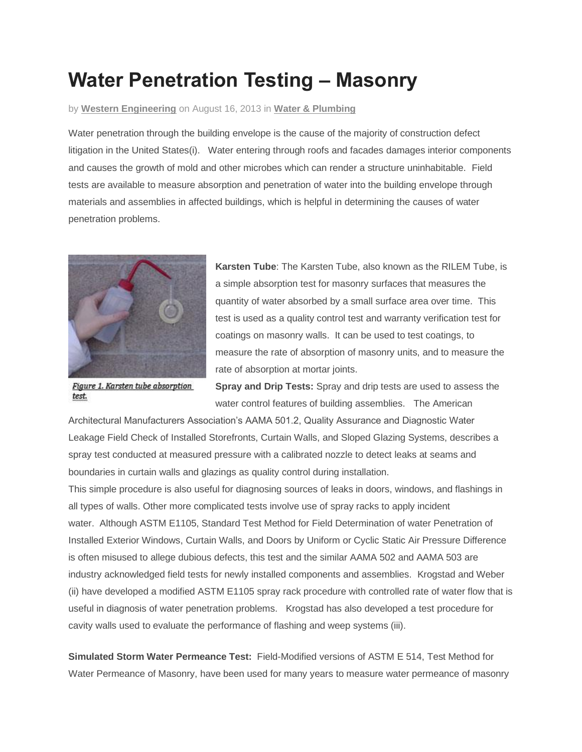# Water Penetration Testing – Masonry

by **Western Engineering** on August 16, 2013 in **Water & Plumbing**

Water penetration through the building envelope is the cause of the majority of construction defect litigation in the United States(i). Water entering through roofs and facades damages interior components and causes the growth of mold and other microbes which can render a structure uninhabitable. Field tests are available to measure absorption and penetration of water into the building envelope through materials and assemblies in affected buildings, which is helpful in determining the causes of water penetration problems.

*Figure 1. Karsten tube absorption test.*

**Karsten Tube**: The Karsten Tube, also known as the RILEM Tube, is a simple absorption test for masonry surfaces that measures the quantity of water absorbed by a small surface area over time. This test is used as a quality control test and warranty verification test for coatings on masonry walls. It can be used to test coatings, to measure the rate of absorption of masonry units, and to measure the rate of absorption at mortar joints.

**Spray and Drip Tests:** Spray and drip tests are used to assess the water control features of building assemblies. The American Architectural Manufacturers Association's AAMA 501.2, Quality Assurance and Diagnostic Water Leakage Field Check of Installed Storefronts, Curtain Walls, and Sloped Glazing Systems, describes a spray test conducted at measured pressure with a calibrated nozzle to detect leaks at seams and boundaries in curtain walls and glazings as quality control during installation.

This simple procedure is also useful for diagnosing sources of leaks in doors, windows, and flashings in all types of walls. Other more complicated tests involve use of spray racks to apply incident water. Although ASTM E1105, Standard Test Method for Field Determination of water Penetration of Installed Exterior Windows, Curtain Walls, and Doors by Uniform or Cyclic Static Air Pressure Difference is often misused to allege dubious defects, this test and the similar AAMA 502 and AAMA 503 are industry acknowledged field tests for newly installed components and assemblies. Krogstad and Weber (ii) have developed a modified ASTM E1105 spray rack procedure with controlled rate of water flow that is useful in diagnosis of water penetration problems. Krogstad has also developed a test procedure for cavity walls used to evaluate the performance of flashing and weep systems (iii).

**Simulated Storm Water Permeance Test:** Field-Modified versions of ASTM E 514, Test Method for Water Permeance of Masonry, have been used for many years to measure water permeance of masonry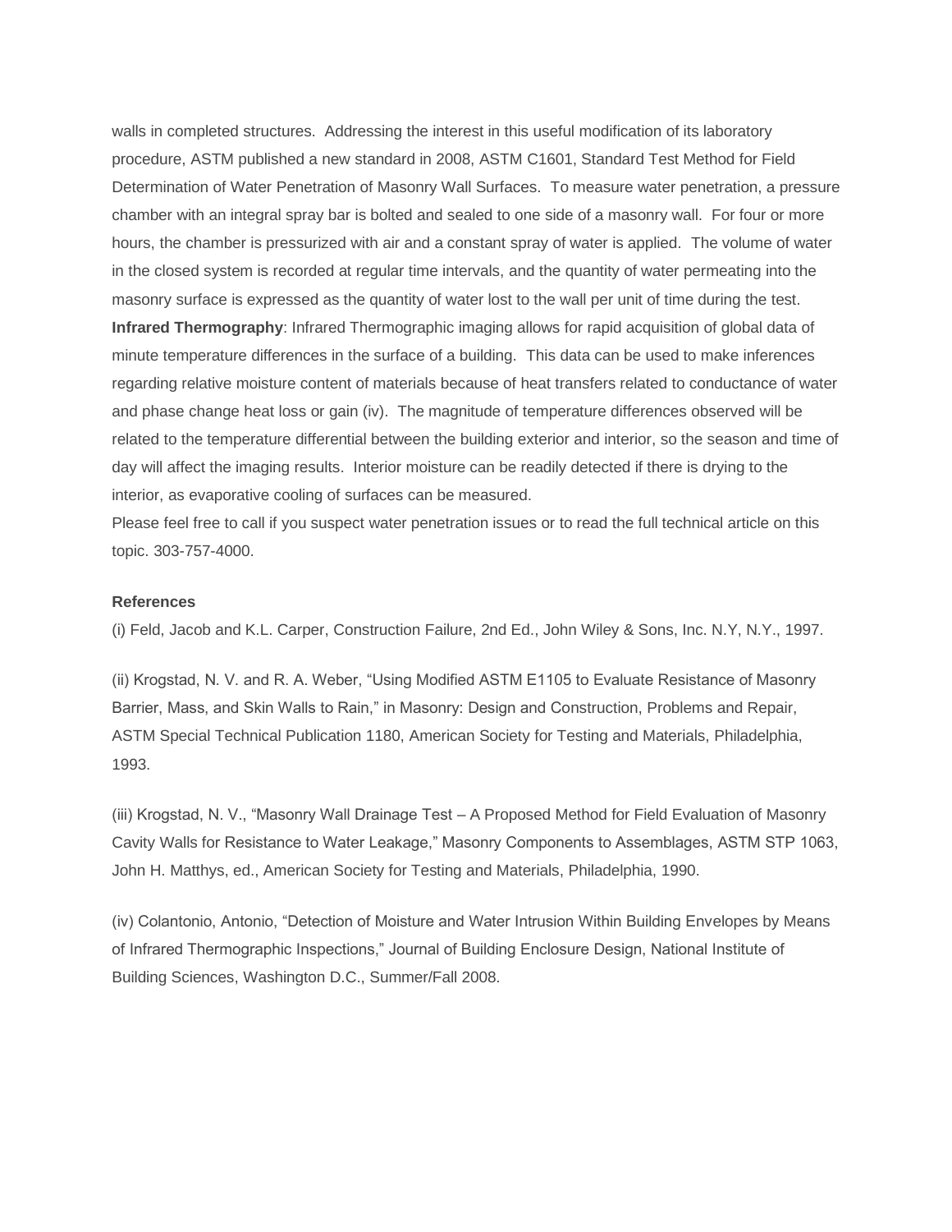walls in completed structures. Addressing the interest in this useful modification of its laboratory procedure, ASTM published a new standard in 2008, ASTM C1601, Standard Test Method for Field Determination of Water Penetration of Masonry Wall Surfaces. To measure water penetration, a pressure chamber with an integral spray bar is bolted and sealed to one side of a masonry wall. For four or more hours, the chamber is pressurized with air and a constant spray of water is applied. The volume of water in the closed system is recorded at regular time intervals, and the quantity of water permeating into the masonry surface is expressed as the quantity of water lost to the wall per unit of time during the test.

**Infrared Thermography**: Infrared Thermographic imaging allows for rapid acquisition of global data of minute temperature differences in the surface of a building. This data can be used to make inferences regarding relative moisture content of materials because of heat transfers related to conductance of water and phase change heat loss or gain (iv). The magnitude of temperature differences observed will be related to the temperature differential between the building exterior and interior, so the season and time of day will affect the imaging results. Interior moisture can be readily detected if there is drying to the interior, as evaporative cooling of surfaces can be measured.

Please feel free to call if you suspect water penetration issues or to read the full technical article on this topic. 303-757-4000.

**References**

(i) Feld, Jacob and K.L. Carper, Construction Failure, 2nd Ed., John Wiley & Sons, Inc. N.Y, N.Y., 1997.

(ii) Krogstad, N. V. and R. A. Weber, "Using Modified ASTM E1105 to Evaluate Resistance of Masonry Barrier, Mass, and Skin Walls to Rain," in Masonry: Design and Construction, Problems and Repair, ASTM Special Technical Publication 1180, American Society for Testing and Materials, Philadelphia, 1993.

(iii) Krogstad, N. V., "Masonry Wall Drainage Test – A Proposed Method for Field Evaluation of Masonry Cavity Walls for Resistance to Water Leakage," Masonry Components to Assemblages, ASTM STP 1063, John H. Matthys, ed., American Society for Testing and Materials, Philadelphia, 1990.

(iv) Colantonio, Antonio, "Detection of Moisture and Water Intrusion Within Building Envelopes by Means of Infrared Thermographic Inspections," Journal of Building Enclosure Design, National Institute of Building Sciences, Washington D.C., Summer/Fall 2008.